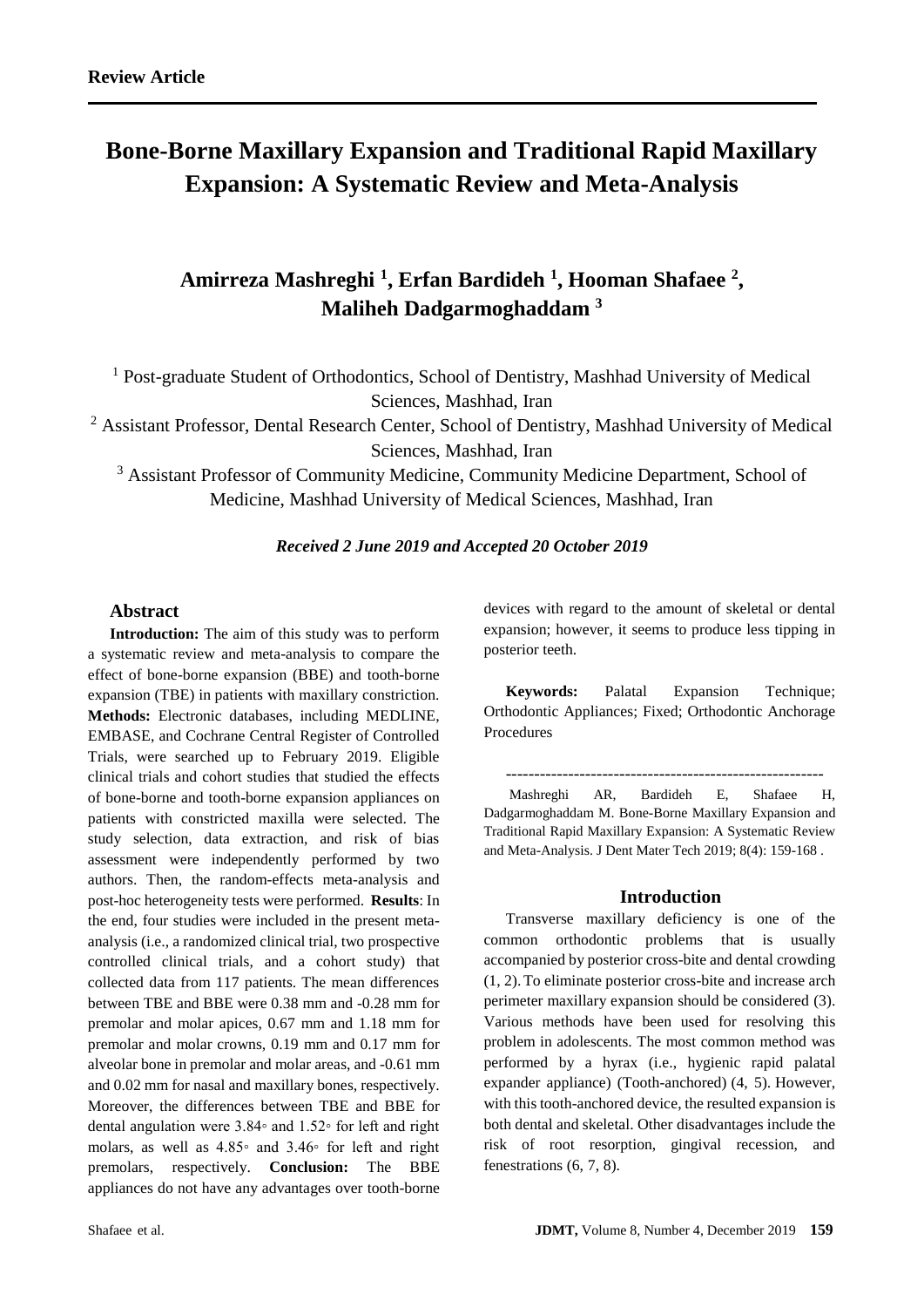**Review Article**

# Bone-Borne Maxillary Expansion and Traditional Rapid Maxillary Expansion: A Systematic Review and Meta-Analysis

## Amirreza Mashreghi [1], Erfan Bardideh [1], Hooman Shafaee [2], Maliheh Dadgarmoghaddam [3]

[1] Post-graduate Student of Orthodontics, School of Dentistry, Mashhad University of Medical Sciences, Mashhad, Iran

[2] Assistant Professor, Dental Research Center, School of Dentistry, Mashhad University of Medical Sciences, Mashhad, Iran

[3] Assistant Professor of Community Medicine, Community Medicine Department, School of Medicine, Mashhad University of Medical Sciences, Mashhad, Iran

***Received 2 June 2019 and Accepted 20 October 2019***

### Abstract

**Introduction:** The aim of this study was to perform a systematic review and meta-analysis to compare the effect of bone-borne expansion (BBE) and tooth-borne expansion (TBE) in patients with maxillary constriction. **Methods:** Electronic databases, including MEDLINE, EMBASE, and Cochrane Central Register of Controlled Trials, were searched up to February 2019. Eligible clinical trials and cohort studies that studied the effects of bone-borne and tooth-borne expansion appliances on patients with constricted maxilla were selected. The study selection, data extraction, and risk of bias assessment were independently performed by two authors. Then, the random-effects meta-analysis and post-hoc heterogeneity tests were performed. **Results**: In the end, four studies were included in the present meta-analysis (i.e., a randomized clinical trial, two prospective controlled clinical trials, and a cohort study) that collected data from 117 patients. The mean differences between TBE and BBE were 0.38 mm and -0.28 mm for premolar and molar apices, 0.67 mm and 1.18 mm for premolar and molar crowns, 0.19 mm and 0.17 mm for alveolar bone in premolar and molar areas, and -0.61 mm and 0.02 mm for nasal and maxillary bones, respectively. Moreover, the differences between TBE and BBE for dental angulation were 3.84◦ and 1.52◦ for left and right molars, as well as 4.85◦ and 3.46◦ for left and right premolars, respectively. **Conclusion:** The BBE appliances do not have any advantages over tooth-borne devices with regard to the amount of skeletal or dental expansion; however, it seems to produce less tipping in posterior teeth.

**Keywords:** Palatal Expansion Technique; Orthodontic Appliances; Fixed; Orthodontic Anchorage Procedures

Mashreghi AR, Bardideh E, Shafaee H, Dadgarmoghaddam M. Bone-Borne Maxillary Expansion and Traditional Rapid Maxillary Expansion: A Systematic Review and Meta-Analysis. J Dent Mater Tech 2019; 8(4): 159-168 .

### Introduction

Transverse maxillary deficiency is one of the common orthodontic problems that is usually accompanied by posterior cross-bite and dental crowding (1, 2). To eliminate posterior cross-bite and increase arch perimeter maxillary expansion should be considered (3). Various methods have been used for resolving this problem in adolescents. The most common method was performed by a hyrax (i.e., hygienic rapid palatal expander appliance) (Tooth-anchored) (4, 5). However, with this tooth-anchored device, the resulted expansion is both dental and skeletal. Other disadvantages include the risk of root resorption, gingival recession, and fenestrations (6, 7, 8).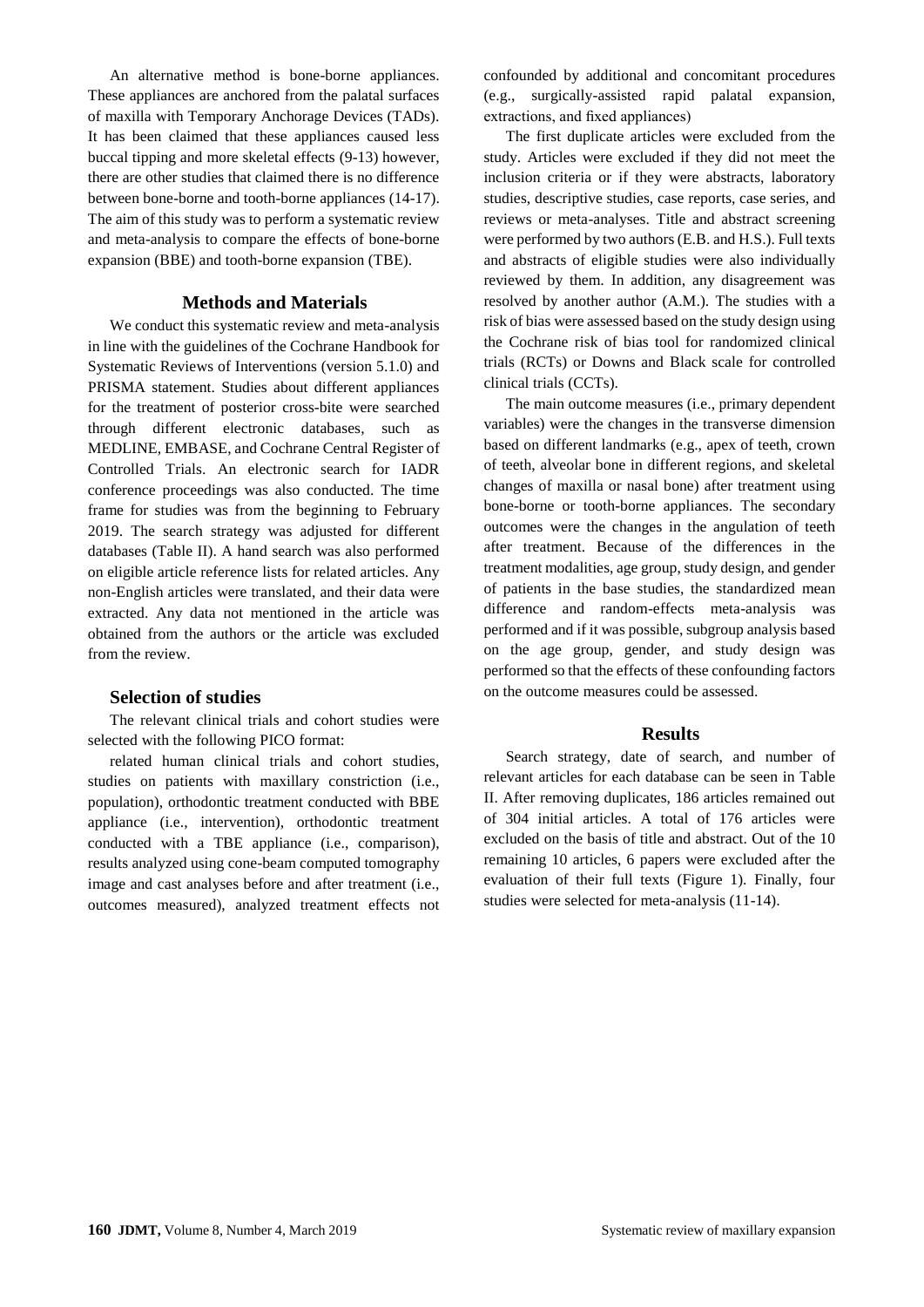An alternative method is bone-borne appliances. These appliances are anchored from the palatal surfaces of maxilla with Temporary Anchorage Devices (TADs). It has been claimed that these appliances caused less buccal tipping and more skeletal effects (9-13) however, there are other studies that claimed there is no difference between bone-borne and tooth-borne appliances (14-17). The aim of this study was to perform a systematic review and meta-analysis to compare the effects of bone-borne expansion (BBE) and tooth-borne expansion (TBE).

## Methods and Materials

We conduct this systematic review and meta-analysis in line with the guidelines of the Cochrane Handbook for Systematic Reviews of Interventions (version 5.1.0) and PRISMA statement. Studies about different appliances for the treatment of posterior cross-bite were searched through different electronic databases, such as MEDLINE, EMBASE, and Cochrane Central Register of Controlled Trials. An electronic search for IADR conference proceedings was also conducted. The time frame for studies was from the beginning to February 2019. The search strategy was adjusted for different databases (Table II). A hand search was also performed on eligible article reference lists for related articles. Any non-English articles were translated, and their data were extracted. Any data not mentioned in the article was obtained from the authors or the article was excluded from the review.

### Selection of studies

The relevant clinical trials and cohort studies were selected with the following PICO format:

related human clinical trials and cohort studies, studies on patients with maxillary constriction (i.e., population), orthodontic treatment conducted with BBE appliance (i.e., intervention), orthodontic treatment conducted with a TBE appliance (i.e., comparison), results analyzed using cone-beam computed tomography image and cast analyses before and after treatment (i.e., outcomes measured), analyzed treatment effects not confounded by additional and concomitant procedures (e.g., surgically-assisted rapid palatal expansion, extractions, and fixed appliances)

The first duplicate articles were excluded from the study. Articles were excluded if they did not meet the inclusion criteria or if they were abstracts, laboratory studies, descriptive studies, case reports, case series, and reviews or meta-analyses. Title and abstract screening were performed by two authors (E.B. and H.S.). Full texts and abstracts of eligible studies were also individually reviewed by them. In addition, any disagreement was resolved by another author (A.M.). The studies with a risk of bias were assessed based on the study design using the Cochrane risk of bias tool for randomized clinical trials (RCTs) or Downs and Black scale for controlled clinical trials (CCTs).

The main outcome measures (i.e., primary dependent variables) were the changes in the transverse dimension based on different landmarks (e.g., apex of teeth, crown of teeth, alveolar bone in different regions, and skeletal changes of maxilla or nasal bone) after treatment using bone-borne or tooth-borne appliances. The secondary outcomes were the changes in the angulation of teeth after treatment. Because of the differences in the treatment modalities, age group, study design, and gender of patients in the base studies, the standardized mean difference and random-effects meta-analysis was performed and if it was possible, subgroup analysis based on the age group, gender, and study design was performed so that the effects of these confounding factors on the outcome measures could be assessed.

## Results

Search strategy, date of search, and number of relevant articles for each database can be seen in Table II. After removing duplicates, 186 articles remained out of 304 initial articles. A total of 176 articles were excluded on the basis of title and abstract. Out of the 10 remaining 10 articles, 6 papers were excluded after the evaluation of their full texts (Figure 1). Finally, four studies were selected for meta-analysis (11-14).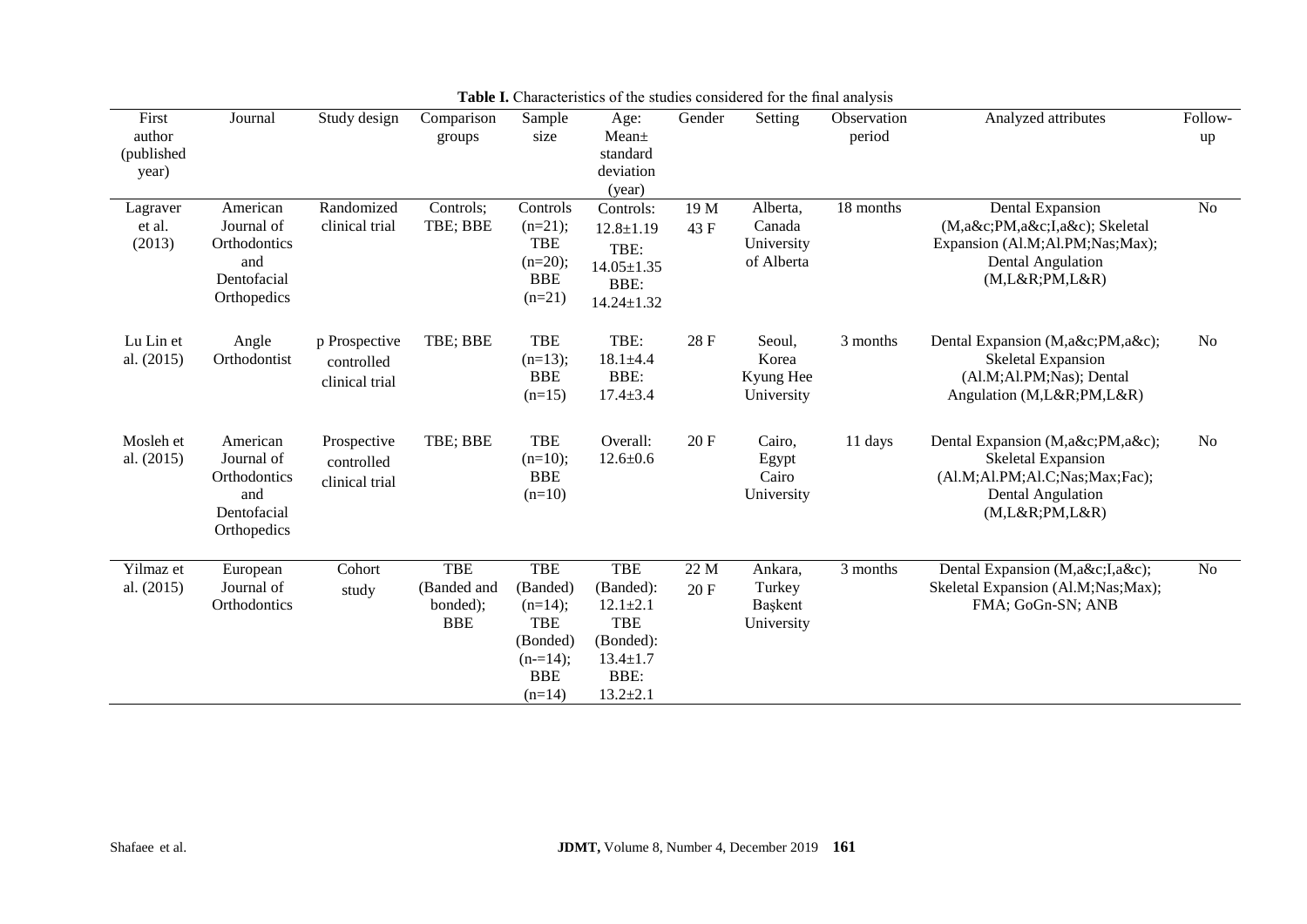**Table I.** Characteristics of the studies considered for the final analysis

| First author (published year) | Journal | Study design | Comparison groups | Sample size | Age: Mean± standard deviation (year) | Gender | Setting | Observation period | Analyzed attributes | Follow-up |
|---|---|---|---|---|---|---|---|---|---|---|
| Lagraver et al. (2013) | American Journal of Orthodontics and Dentofacial Orthopedics | Randomized clinical trial | Controls; TBE; BBE | Controls (n=21); TBE (n=20); BBE (n=21) | Controls: 12.8±1.19 TBE: 14.05±1.35 BBE: 14.24±1.32 | 19 M 43 F | Alberta, Canada University of Alberta | 18 months | Dental Expansion (M,a&c;PM,a&c;I,a&c); Skeletal Expansion (Al.M;Al.PM;Nas;Max); Dental Angulation (M,L&R;PM,L&R) | No |
| Lu Lin et al. (2015) | Angle Orthodontist | p Prospective controlled clinical trial | TBE; BBE | TBE (n=13); BBE (n=15) | TBE: 18.1±4.4 BBE: 17.4±3.4 | 28 F | Seoul, Korea Kyung Hee University | 3 months | Dental Expansion (M,a&c;PM,a&c); Skeletal Expansion (Al.M;Al.PM;Nas); Dental Angulation (M,L&R;PM,L&R) | No |
| Mosleh et al. (2015) | American Journal of Orthodontics and Dentofacial Orthopedics | Prospective controlled clinical trial | TBE; BBE | TBE (n=10); BBE (n=10) | Overall: 12.6±0.6 | 20 F | Cairo, Egypt Cairo University | 11 days | Dental Expansion (M,a&c;PM,a&c); Skeletal Expansion (Al.M;Al.PM;Al.C;Nas;Max;Fac); Dental Angulation (M,L&R;PM,L&R) | No |
| Yilmaz et al. (2015) | European Journal of Orthodontics | Cohort study | TBE (Banded and bonded); BBE | TBE (Banded) (n=14); TBE (Bonded) (n-=14); BBE (n=14) | TBE (Banded): 12.1±2.1 TBE (Bonded): 13.4±1.7 BBE: 13.2±2.1 | 22 M 20 F | Ankara, Turkey Başkent University | 3 months | Dental Expansion (M,a&c;I,a&c); Skeletal Expansion (Al.M;Nas;Max); FMA; GoGn-SN; ANB | No |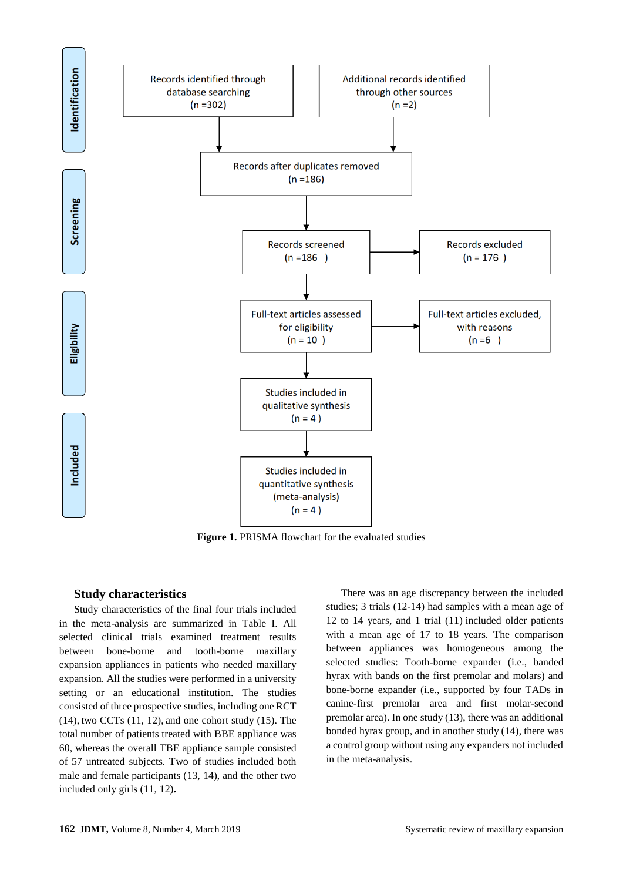**Identification**

Records identified through database searching (n =302)

Additional records identified through other sources (n =2)

Records after duplicates removed (n =186)

**Screening**

Records screened (n =186 )

Records excluded (n = 176 )

**Eligibility**

Full-text articles assessed for eligibility (n = 10 )

Full-text articles excluded, with reasons (n =6 )

**Included**

Studies included in qualitative synthesis (n = 4 )

Studies included in quantitative synthesis (meta-analysis) (n = 4 )

**Figure 1.** PRISMA flowchart for the evaluated studies

## Study characteristics

Study characteristics of the final four trials included in the meta-analysis are summarized in Table I. All selected clinical trials examined treatment results between bone-borne and tooth-borne maxillary expansion appliances in patients who needed maxillary expansion. All the studies were performed in a university setting or an educational institution. The studies consisted of three prospective studies, including one RCT (14), two CCTs (11, 12), and one cohort study (15). The total number of patients treated with BBE appliance was 60, whereas the overall TBE appliance sample consisted of 57 untreated subjects. Two of studies included both male and female participants (13, 14), and the other two included only girls (11, 12).

There was an age discrepancy between the included studies; 3 trials (12-14) had samples with a mean age of 12 to 14 years, and 1 trial (11) included older patients with a mean age of 17 to 18 years. The comparison between appliances was homogeneous among the selected studies: Tooth-borne expander (i.e., banded hyrax with bands on the first premolar and molars) and bone-borne expander (i.e., supported by four TADs in canine-first premolar area and first molar-second premolar area). In one study (13), there was an additional bonded hyrax group, and in another study (14), there was a control group without using any expanders not included in the meta-analysis.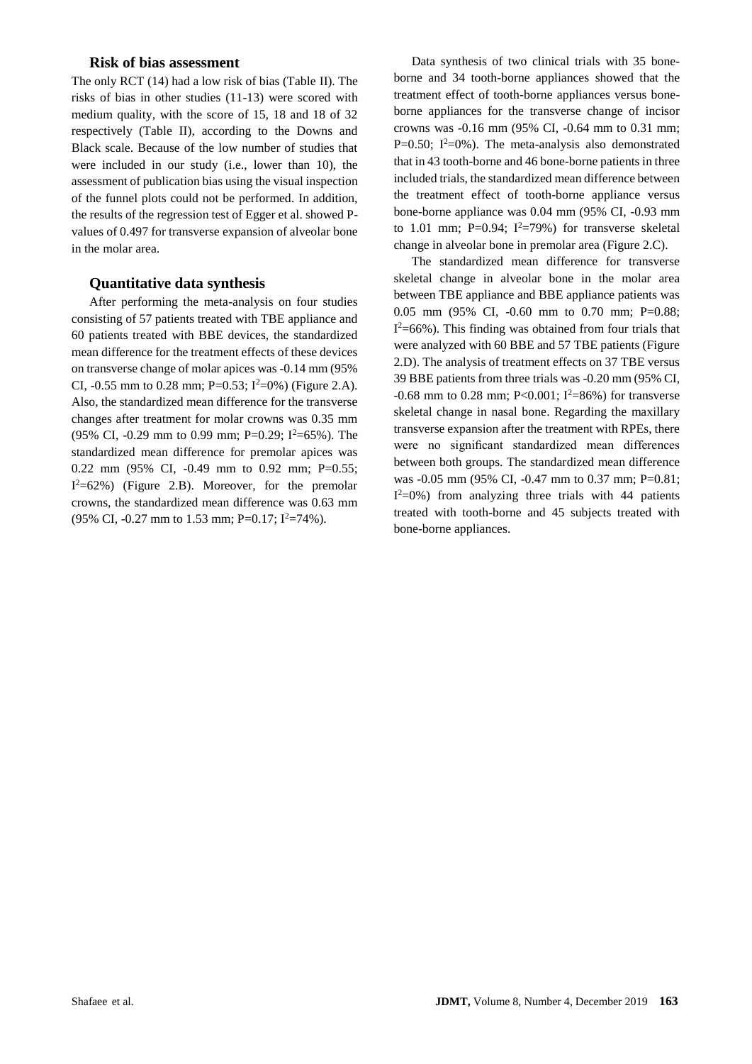### Risk of bias assessment

The only RCT (14) had a low risk of bias (Table II). The risks of bias in other studies (11-13) were scored with medium quality, with the score of 15, 18 and 18 of 32 respectively (Table II), according to the Downs and Black scale. Because of the low number of studies that were included in our study (i.e., lower than 10), the assessment of publication bias using the visual inspection of the funnel plots could not be performed. In addition, the results of the regression test of Egger et al. showed P-values of 0.497 for transverse expansion of alveolar bone in the molar area.

### Quantitative data synthesis

After performing the meta-analysis on four studies consisting of 57 patients treated with TBE appliance and 60 patients treated with BBE devices, the standardized mean difference for the treatment effects of these devices on transverse change of molar apices was -0.14 mm (95% CI, -0.55 mm to 0.28 mm; P=0.53; $I^2$=0%) (Figure 2.A). Also, the standardized mean difference for the transverse changes after treatment for molar crowns was 0.35 mm (95% CI, -0.29 mm to 0.99 mm; P=0.29; $I^2$=65%). The standardized mean difference for premolar apices was 0.22 mm (95% CI, -0.49 mm to 0.92 mm; P=0.55; $I^2$=62%) (Figure 2.B). Moreover, for the premolar crowns, the standardized mean difference was 0.63 mm (95% CI, -0.27 mm to 1.53 mm; P=0.17; $I^2$=74%).

Data synthesis of two clinical trials with 35 bone-borne and 34 tooth-borne appliances showed that the treatment effect of tooth-borne appliances versus bone-borne appliances for the transverse change of incisor crowns was -0.16 mm (95% CI, -0.64 mm to 0.31 mm; P=0.50; $I^2$=0%). The meta-analysis also demonstrated that in 43 tooth-borne and 46 bone-borne patients in three included trials, the standardized mean difference between the treatment effect of tooth-borne appliance versus bone-borne appliance was 0.04 mm (95% CI, -0.93 mm to 1.01 mm; P=0.94; $I^2$=79%) for transverse skeletal change in alveolar bone in premolar area (Figure 2.C).

The standardized mean difference for transverse skeletal change in alveolar bone in the molar area between TBE appliance and BBE appliance patients was 0.05 mm (95% CI, -0.60 mm to 0.70 mm; P=0.88; $I^2$=66%). This finding was obtained from four trials that were analyzed with 60 BBE and 57 TBE patients (Figure 2.D). The analysis of treatment effects on 37 TBE versus 39 BBE patients from three trials was -0.20 mm (95% CI, -0.68 mm to 0.28 mm; P<0.001; $I^2$=86%) for transverse skeletal change in nasal bone. Regarding the maxillary transverse expansion after the treatment with RPEs, there were no significant standardized mean differences between both groups. The standardized mean difference was -0.05 mm (95% CI, -0.47 mm to 0.37 mm; P=0.81; $I^2$=0%) from analyzing three trials with 44 patients treated with tooth-borne and 45 subjects treated with bone-borne appliances.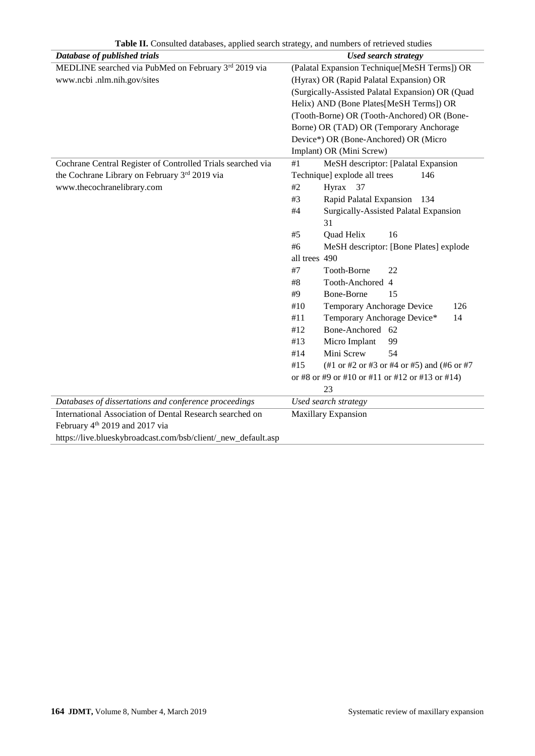**Table II.** Consulted databases, applied search strategy, and numbers of retrieved studies

| ***Database of published trials*** | ***Used search strategy*** |
|---|---|
| MEDLINE searched via PubMed on February 3rd 2019 via www.ncbi .nlm.nih.gov/sites | (Palatal Expansion Technique[MeSH Terms]) OR (Hyrax) OR (Rapid Palatal Expansion) OR (Surgically-Assisted Palatal Expansion) OR (Quad Helix) AND (Bone Plates[MeSH Terms]) OR (Tooth-Borne) OR (Tooth-Anchored) OR (Bone-Borne) OR (TAD) OR (Temporary Anchorage Device*) OR (Bone-Anchored) OR (Micro Implant) OR (Mini Screw) |
| Cochrane Central Register of Controlled Trials searched via the Cochrane Library on February 3rd 2019 via www.thecochranelibrary.com | #1 MeSH descriptor: [Palatal Expansion Technique] explode all trees 146<br>#2 Hyrax 37<br>#3 Rapid Palatal Expansion 134<br>#4 Surgically-Assisted Palatal Expansion 31<br>#5 Quad Helix 16<br>#6 MeSH descriptor: [Bone Plates] explode all trees 490<br>#7 Tooth-Borne 22<br>#8 Tooth-Anchored 4<br>#9 Bone-Borne 15<br>#10 Temporary Anchorage Device 126<br>#11 Temporary Anchorage Device* 14<br>#12 Bone-Anchored 62<br>#13 Micro Implant 99<br>#14 Mini Screw 54<br>#15 (#1 or #2 or #3 or #4 or #5) and (#6 or #7 or #8 or #9 or #10 or #11 or #12 or #13 or #14) 23 |
| *Databases of dissertations and conference proceedings* | *Used search strategy* |
| International Association of Dental Research searched on February 4th 2019 and 2017 via https://live.blueskybroadcast.com/bsb/client/_new_default.asp | Maxillary Expansion |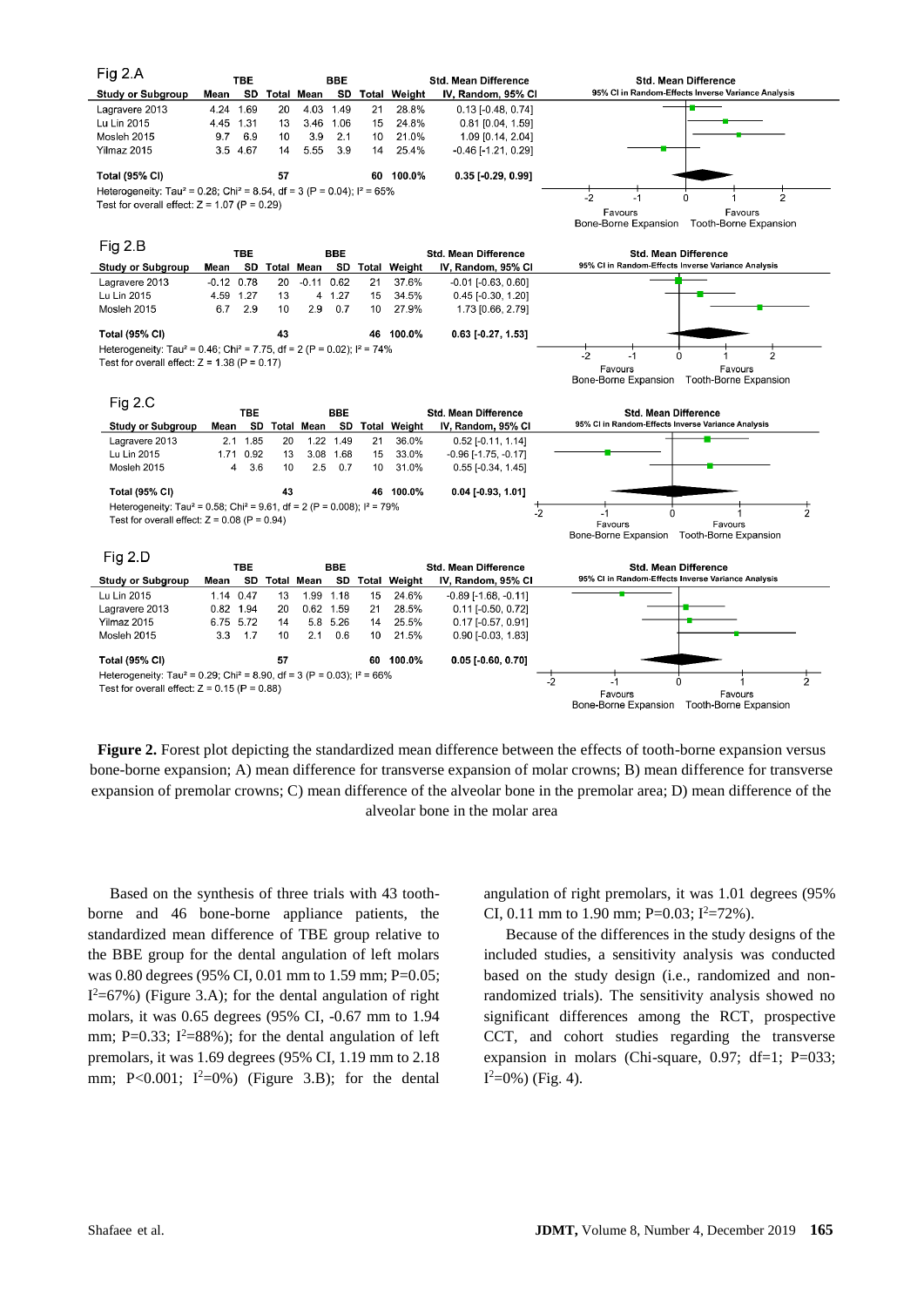Fig 2.A

| Study or Subgroup | TBE Mean | TBE SD | TBE Total | BBE Mean | BBE SD | BBE Total | Weight | Std. Mean Difference IV, Random, 95% CI |
|---|---|---|---|---|---|---|---|---|
| Lagravere 2013 | 4.24 | 1.69 | 20 | 4.03 | 1.49 | 21 | 28.8% | 0.13 [-0.48, 0.74] |
| Lu Lin 2015 | 4.45 | 1.31 | 13 | 3.46 | 1.06 | 15 | 24.8% | 0.81 [0.04, 1.59] |
| Mosleh 2015 | 9.7 | 6.9 | 10 | 3.9 | 2.1 | 10 | 21.0% | 1.09 [0.14, 2.04] |
| Yilmaz 2015 | 3.5 | 4.67 | 14 | 5.55 | 3.9 | 14 | 25.4% | -0.46 [-1.21, 0.29] |
| **Total (95% CI)** | | | **57** | | | **60** | **100.0%** | **0.35 [-0.29, 0.99]** |

Heterogeneity: Tau² = 0.28; Chi² = 8.54, df = 3 (P = 0.04); I² = 65%
Test for overall effect: Z = 1.07 (P = 0.29)

Fig 2.B

| Study or Subgroup | TBE Mean | TBE SD | TBE Total | BBE Mean | BBE SD | BBE Total | Weight | Std. Mean Difference IV, Random, 95% CI |
|---|---|---|---|---|---|---|---|---|
| Lagravere 2013 | -0.12 | 0.78 | 20 | -0.11 | 0.62 | 21 | 37.6% | -0.01 [-0.63, 0.60] |
| Lu Lin 2015 | 4.59 | 1.27 | 13 | 4 | 1.27 | 15 | 34.5% | 0.45 [-0.30, 1.20] |
| Mosleh 2015 | 6.7 | 2.9 | 10 | 2.9 | 0.7 | 10 | 27.9% | 1.73 [0.66, 2.79] |
| **Total (95% CI)** | | | **43** | | | **46** | **100.0%** | **0.63 [-0.27, 1.53]** |

Heterogeneity: Tau² = 0.46; Chi² = 7.75, df = 2 (P = 0.02); I² = 74%
Test for overall effect: Z = 1.38 (P = 0.17)

Fig 2.C

| Study or Subgroup | TBE Mean | TBE SD | TBE Total | BBE Mean | BBE SD | BBE Total | Weight | Std. Mean Difference IV, Random, 95% CI |
|---|---|---|---|---|---|---|---|---|
| Lagravere 2013 | 2.1 | 1.85 | 20 | 1.22 | 1.49 | 21 | 36.0% | 0.52 [-0.11, 1.14] |
| Lu Lin 2015 | 1.71 | 0.92 | 13 | 3.08 | 1.68 | 15 | 33.0% | -0.96 [-1.75, -0.17] |
| Mosleh 2015 | 4 | 3.6 | 10 | 2.5 | 0.7 | 10 | 31.0% | 0.55 [-0.34, 1.45] |
| **Total (95% CI)** | | | **43** | | | **46** | **100.0%** | **0.04 [-0.93, 1.01]** |

Heterogeneity: Tau² = 0.58; Chi² = 9.61, df = 2 (P = 0.008); I² = 79%
Test for overall effect: Z = 0.08 (P = 0.94)

Fig 2.D

| Study or Subgroup | TBE Mean | TBE SD | TBE Total | BBE Mean | BBE SD | BBE Total | Weight | Std. Mean Difference IV, Random, 95% CI |
|---|---|---|---|---|---|---|---|---|
| Lu Lin 2015 | 1.14 | 0.47 | 13 | 1.99 | 1.18 | 15 | 24.6% | -0.89 [-1.68, -0.11] |
| Lagravere 2013 | 0.82 | 1.94 | 20 | 0.62 | 1.59 | 21 | 28.5% | 0.11 [-0.50, 0.72] |
| Yilmaz 2015 | 6.75 | 5.72 | 14 | 5.8 | 5.26 | 14 | 25.5% | 0.17 [-0.57, 0.91] |
| Mosleh 2015 | 3.3 | 1.7 | 10 | 2.1 | 0.6 | 10 | 21.5% | 0.90 [-0.03, 1.83] |
| **Total (95% CI)** | | | **57** | | | **60** | **100.0%** | **0.05 [-0.60, 0.70]** |

Heterogeneity: Tau² = 0.29; Chi² = 8.90, df = 3 (P = 0.03); I² = 66%
Test for overall effect: Z = 0.15 (P = 0.88)

**Figure 2.** Forest plot depicting the standardized mean difference between the effects of tooth-borne expansion versus bone-borne expansion; A) mean difference for transverse expansion of molar crowns; B) mean difference for transverse expansion of premolar crowns; C) mean difference of the alveolar bone in the premolar area; D) mean difference of the alveolar bone in the molar area

Based on the synthesis of three trials with 43 tooth-borne and 46 bone-borne appliance patients, the standardized mean difference of TBE group relative to the BBE group for the dental angulation of left molars was 0.80 degrees (95% CI, 0.01 mm to 1.59 mm; P=0.05; $I^2$=67%) (Figure 3.A); for the dental angulation of right molars, it was 0.65 degrees (95% CI, -0.67 mm to 1.94 mm; P=0.33; $I^2$=88%); for the dental angulation of left premolars, it was 1.69 degrees (95% CI, 1.19 mm to 2.18 mm; P<0.001; $I^2$=0%) (Figure 3.B); for the dental angulation of right premolars, it was 1.01 degrees (95% CI, 0.11 mm to 1.90 mm; P=0.03; $I^2$=72%).

Because of the differences in the study designs of the included studies, a sensitivity analysis was conducted based on the study design (i.e., randomized and non-randomized trials). The sensitivity analysis showed no significant differences among the RCT, prospective CCT, and cohort studies regarding the transverse expansion in molars (Chi-square, 0.97; df=1; P=033; $I^2$=0%) (Fig. 4).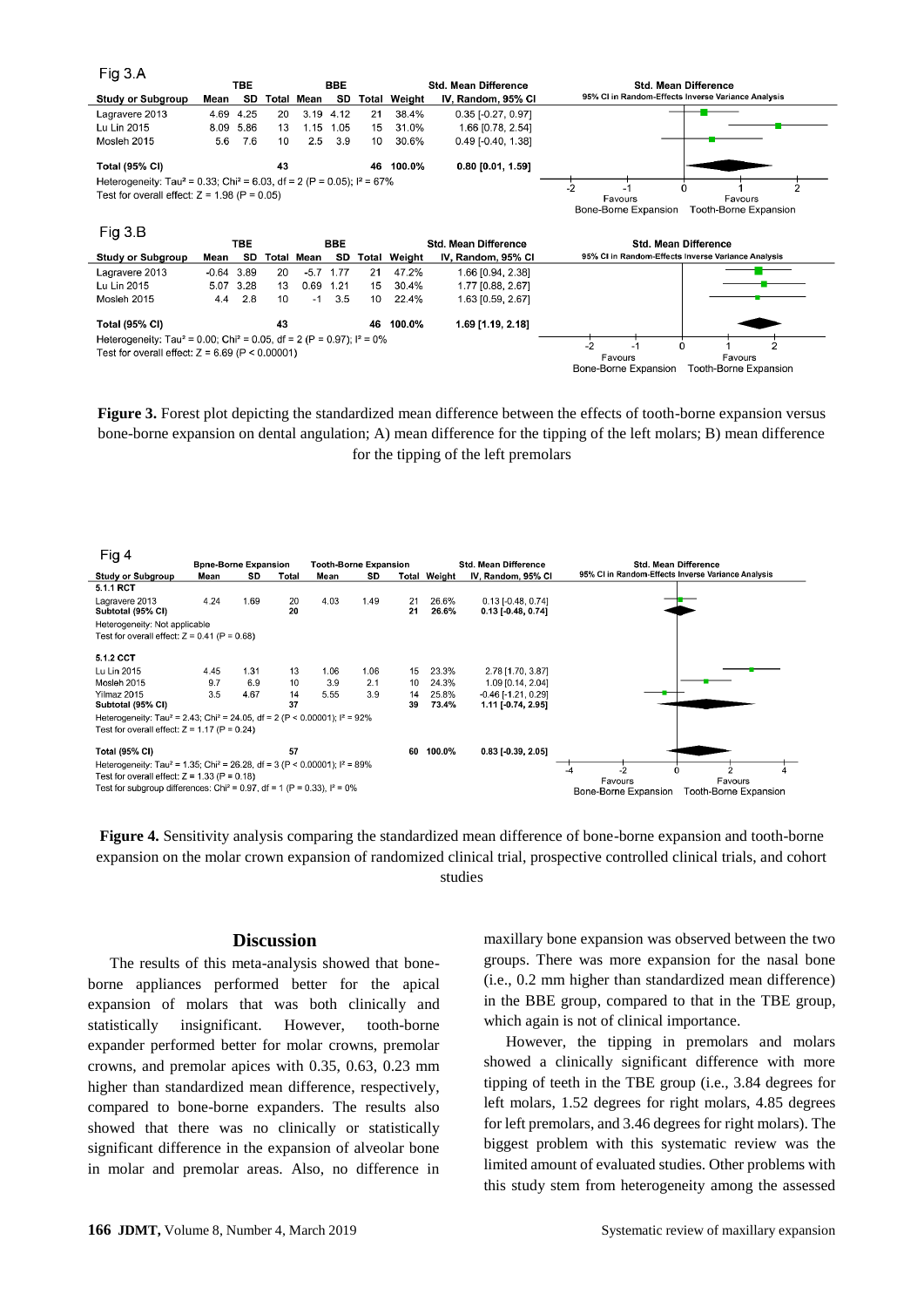Fig 3.A

| Study or Subgroup | TBE Mean | TBE SD | TBE Total | BBE Mean | BBE SD | BBE Total | Weight | Std. Mean Difference IV, Random, 95% CI |
|---|---|---|---|---|---|---|---|---|
| Lagravere 2013 | 4.69 | 4.25 | 20 | 3.19 | 4.12 | 21 | 38.4% | 0.35 [-0.27, 0.97] |
| Lu Lin 2015 | 8.09 | 5.86 | 13 | 1.15 | 1.05 | 15 | 31.0% | 1.66 [0.78, 2.54] |
| Mosleh 2015 | 5.6 | 7.6 | 10 | 2.5 | 3.9 | 10 | 30.6% | 0.49 [-0.40, 1.38] |
| **Total (95% CI)** | | | 43 | | | 46 | 100.0% | **0.80 [0.01, 1.59]** |

Heterogeneity: Tau² = 0.33; Chi² = 6.03, df = 2 (P = 0.05); I² = 67%
Test for overall effect: Z = 1.98 (P = 0.05)

Fig 3.B

| Study or Subgroup | TBE Mean | TBE SD | TBE Total | BBE Mean | BBE SD | BBE Total | Weight | Std. Mean Difference IV, Random, 95% CI |
|---|---|---|---|---|---|---|---|---|
| Lagravere 2013 | -0.64 | 3.89 | 20 | -5.7 | 1.77 | 21 | 47.2% | 1.66 [0.94, 2.38] |
| Lu Lin 2015 | 5.07 | 3.28 | 13 | 0.69 | 1.21 | 15 | 30.4% | 1.77 [0.88, 2.67] |
| Mosleh 2015 | 4.4 | 2.8 | 10 | -1 | 3.5 | 10 | 22.4% | 1.63 [0.59, 2.67] |
| **Total (95% CI)** | | | 43 | | | 46 | 100.0% | **1.69 [1.19, 2.18]** |

Heterogeneity: Tau² = 0.00; Chi² = 0.05, df = 2 (P = 0.97); I² = 0%
Test for overall effect: Z = 6.69 (P < 0.00001)

**Figure 3.** Forest plot depicting the standardized mean difference between the effects of tooth-borne expansion versus bone-borne expansion on dental angulation; A) mean difference for the tipping of the left molars; B) mean difference for the tipping of the left premolars

Fig 4

| Study or Subgroup | Bpne-Borne Expansion Mean | SD | Total | Tooth-Borne Expansion Mean | SD | Total | Weight | Std. Mean Difference IV, Random, 95% CI |
|---|---|---|---|---|---|---|---|---|
| **5.1.1 RCT** | | | | | | | | |
| Lagravere 2013 | 4.24 | 1.69 | 20 | 4.03 | 1.49 | 21 | 26.6% | 0.13 [-0.48, 0.74] |
| **Subtotal (95% CI)** | | | 20 | | | 21 | 26.6% | **0.13 [-0.48, 0.74]** |
| Heterogeneity: Not applicable | | | | | | | | |
| Test for overall effect: Z = 0.41 (P = 0.68) | | | | | | | | |
| **5.1.2 CCT** | | | | | | | | |
| Lu Lin 2015 | 4.45 | 1.31 | 13 | 1.06 | 1.06 | 15 | 23.3% | 2.78 [1.70, 3.87] |
| Mosleh 2015 | 9.7 | 6.9 | 10 | 3.9 | 2.1 | 10 | 24.3% | 1.09 [0.14, 2.04] |
| Yilmaz 2015 | 3.5 | 4.67 | 14 | 5.55 | 3.9 | 14 | 25.8% | -0.46 [-1.21, 0.29] |
| **Subtotal (95% CI)** | | | 37 | | | 39 | 73.4% | **1.11 [-0.74, 2.95]** |
| Heterogeneity: Tau² = 2.43; Chi² = 24.05, df = 2 (P < 0.00001); I² = 92% | | | | | | | | |
| Test for overall effect: Z = 1.17 (P = 0.24) | | | | | | | | |
| **Total (95% CI)** | | | 57 | | | 60 | 100.0% | **0.83 [-0.39, 2.05]** |

Heterogeneity: Tau² = 1.35; Chi² = 26.28, df = 3 (P < 0.00001); I² = 89%
Test for overall effect: Z = 1.33 (P = 0.18)
Test for subgroup differences: Chi² = 0.97, df = 1 (P = 0.33), I² = 0%

**Figure 4.** Sensitivity analysis comparing the standardized mean difference of bone-borne expansion and tooth-borne expansion on the molar crown expansion of randomized clinical trial, prospective controlled clinical trials, and cohort studies

## Discussion

The results of this meta-analysis showed that bone-borne appliances performed better for the apical expansion of molars that was both clinically and statistically insignificant. However, tooth-borne expander performed better for molar crowns, premolar crowns, and premolar apices with 0.35, 0.63, 0.23 mm higher than standardized mean difference, respectively, compared to bone-borne expanders. The results also showed that there was no clinically or statistically significant difference in the expansion of alveolar bone in molar and premolar areas. Also, no difference in maxillary bone expansion was observed between the two groups. There was more expansion for the nasal bone (i.e., 0.2 mm higher than standardized mean difference) in the BBE group, compared to that in the TBE group, which again is not of clinical importance.

However, the tipping in premolars and molars showed a clinically significant difference with more tipping of teeth in the TBE group (i.e., 3.84 degrees for left molars, 1.52 degrees for right molars, 4.85 degrees for left premolars, and 3.46 degrees for right molars). The biggest problem with this systematic review was the limited amount of evaluated studies. Other problems with this study stem from heterogeneity among the assessed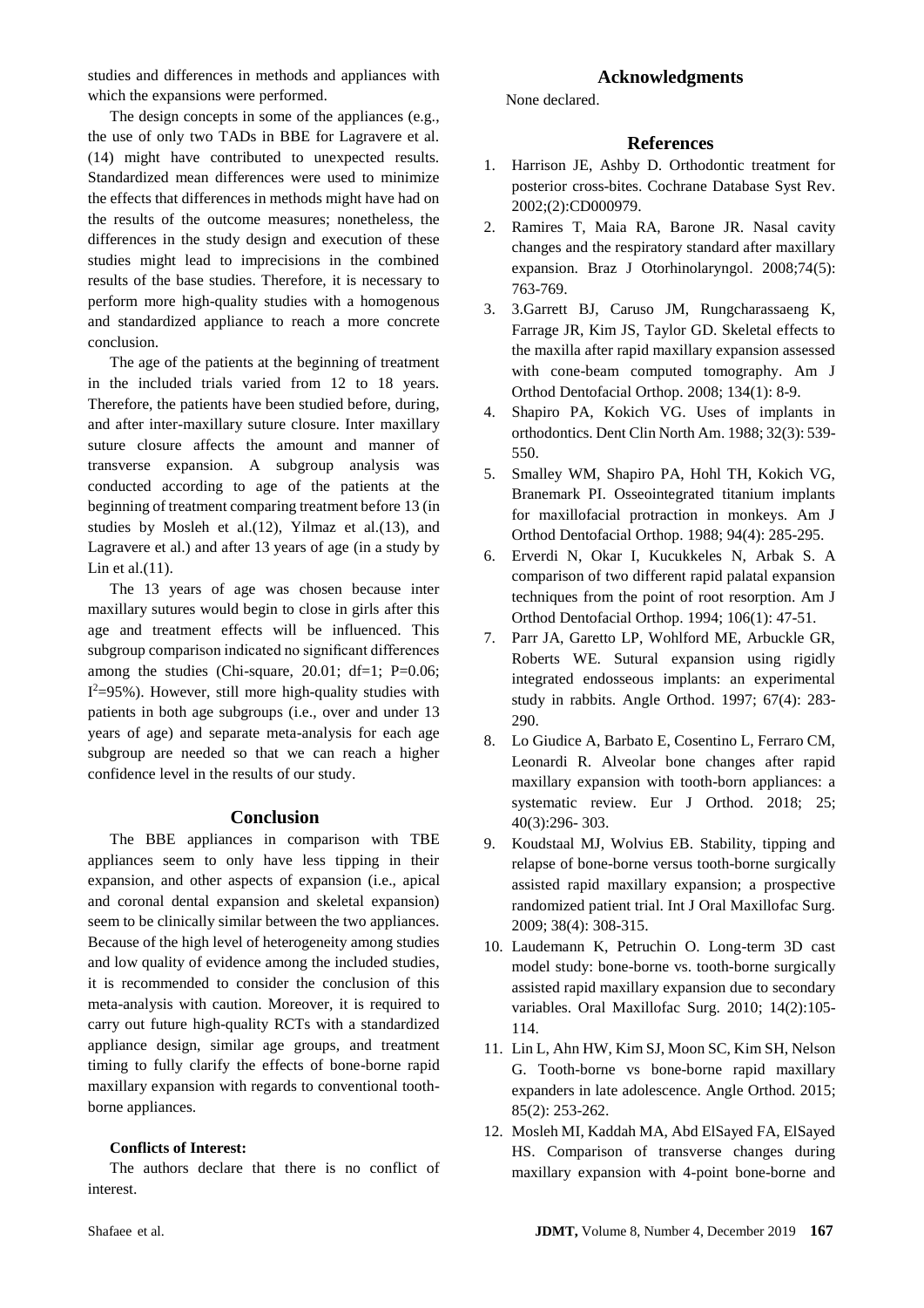studies and differences in methods and appliances with which the expansions were performed.

The design concepts in some of the appliances (e.g., the use of only two TADs in BBE for Lagravere et al. (14) might have contributed to unexpected results. Standardized mean differences were used to minimize the effects that differences in methods might have had on the results of the outcome measures; nonetheless, the differences in the study design and execution of these studies might lead to imprecisions in the combined results of the base studies. Therefore, it is necessary to perform more high-quality studies with a homogenous and standardized appliance to reach a more concrete conclusion.

The age of the patients at the beginning of treatment in the included trials varied from 12 to 18 years. Therefore, the patients have been studied before, during, and after inter-maxillary suture closure. Inter maxillary suture closure affects the amount and manner of transverse expansion. A subgroup analysis was conducted according to age of the patients at the beginning of treatment comparing treatment before 13 (in studies by Mosleh et al.(12), Yilmaz et al.(13), and Lagravere et al.) and after 13 years of age (in a study by Lin et al.(11).

The 13 years of age was chosen because inter maxillary sutures would begin to close in girls after this age and treatment effects will be influenced. This subgroup comparison indicated no significant differences among the studies (Chi-square, 20.01; df=1; P=0.06; $I^2$=95%). However, still more high-quality studies with patients in both age subgroups (i.e., over and under 13 years of age) and separate meta-analysis for each age subgroup are needed so that we can reach a higher confidence level in the results of our study.

## Conclusion

The BBE appliances in comparison with TBE appliances seem to only have less tipping in their expansion, and other aspects of expansion (i.e., apical and coronal dental expansion and skeletal expansion) seem to be clinically similar between the two appliances. Because of the high level of heterogeneity among studies and low quality of evidence among the included studies, it is recommended to consider the conclusion of this meta-analysis with caution. Moreover, it is required to carry out future high-quality RCTs with a standardized appliance design, similar age groups, and treatment timing to fully clarify the effects of bone-borne rapid maxillary expansion with regards to conventional tooth-borne appliances.

**Conflicts of Interest:**

The authors declare that there is no conflict of interest.

## Acknowledgments

None declared.

## References

1. Harrison JE, Ashby D. Orthodontic treatment for posterior cross-bites. Cochrane Database Syst Rev. 2002;(2):CD000979.
2. Ramires T, Maia RA, Barone JR. Nasal cavity changes and the respiratory standard after maxillary expansion. Braz J Otorhinolaryngol. 2008;74(5): 763-769.
3. 3.Garrett BJ, Caruso JM, Rungcharassaeng K, Farrage JR, Kim JS, Taylor GD. Skeletal effects to the maxilla after rapid maxillary expansion assessed with cone-beam computed tomography. Am J Orthod Dentofacial Orthop. 2008; 134(1): 8-9.
4. Shapiro PA, Kokich VG. Uses of implants in orthodontics. Dent Clin North Am. 1988; 32(3): 539-550.
5. Smalley WM, Shapiro PA, Hohl TH, Kokich VG, Branemark PI. Osseointegrated titanium implants for maxillofacial protraction in monkeys. Am J Orthod Dentofacial Orthop. 1988; 94(4): 285-295.
6. Erverdi N, Okar I, Kucukkeles N, Arbak S. A comparison of two different rapid palatal expansion techniques from the point of root resorption. Am J Orthod Dentofacial Orthop. 1994; 106(1): 47-51.
7. Parr JA, Garetto LP, Wohlford ME, Arbuckle GR, Roberts WE. Sutural expansion using rigidly integrated endosseous implants: an experimental study in rabbits. Angle Orthod. 1997; 67(4): 283-290.
8. Lo Giudice A, Barbato E, Cosentino L, Ferraro CM, Leonardi R. Alveolar bone changes after rapid maxillary expansion with tooth-born appliances: a systematic review. Eur J Orthod. 2018; 25; 40(3):296- 303.
9. Koudstaal MJ, Wolvius EB. Stability, tipping and relapse of bone-borne versus tooth-borne surgically assisted rapid maxillary expansion; a prospective randomized patient trial. Int J Oral Maxillofac Surg. 2009; 38(4): 308-315.
10. Laudemann K, Petruchin O. Long-term 3D cast model study: bone-borne vs. tooth-borne surgically assisted rapid maxillary expansion due to secondary variables. Oral Maxillofac Surg. 2010; 14(2):105-114.
11. Lin L, Ahn HW, Kim SJ, Moon SC, Kim SH, Nelson G. Tooth-borne vs bone-borne rapid maxillary expanders in late adolescence. Angle Orthod. 2015; 85(2): 253-262.
12. Mosleh MI, Kaddah MA, Abd ElSayed FA, ElSayed HS. Comparison of transverse changes during maxillary expansion with 4-point bone-borne and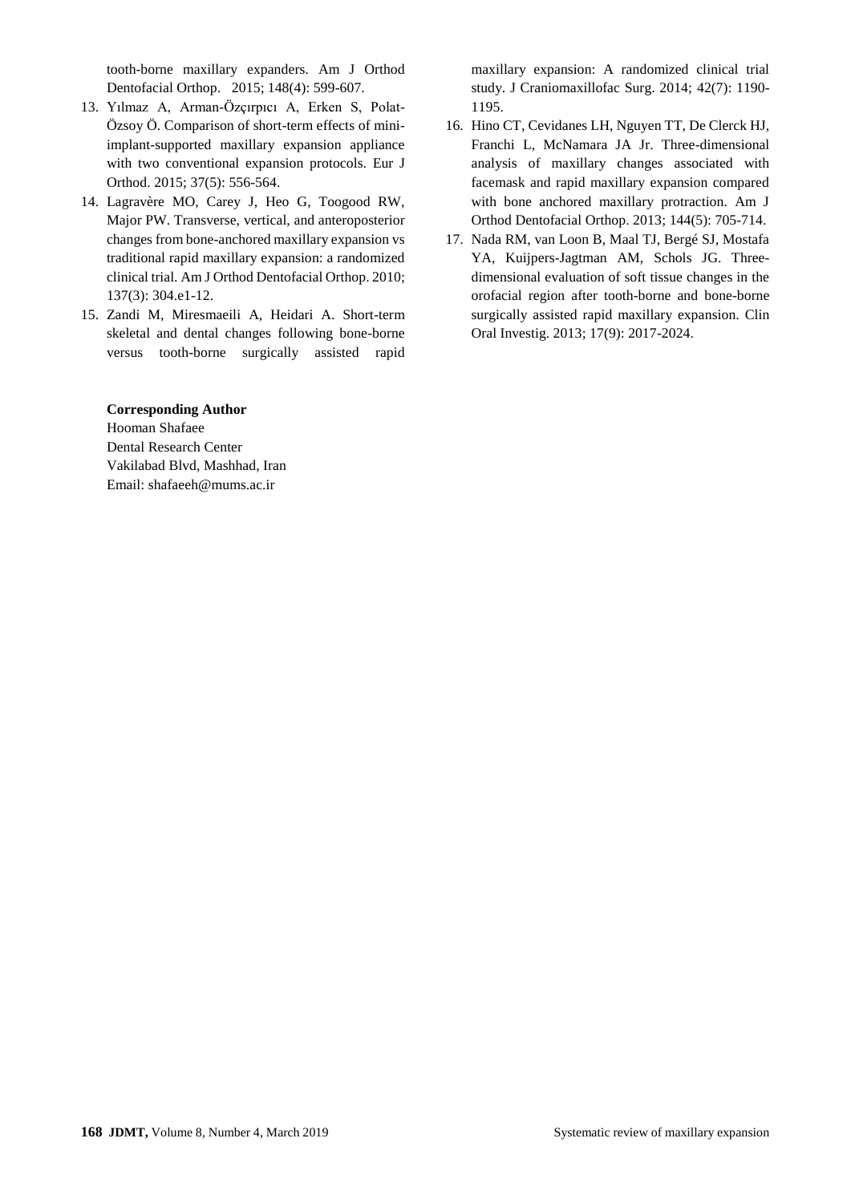tooth-borne maxillary expanders. Am J Orthod Dentofacial Orthop. 2015; 148(4): 599-607.

13. Yılmaz A, Arman-Özçırpıcı A, Erken S, Polat-Özsoy Ö. Comparison of short-term effects of mini-implant-supported maxillary expansion appliance with two conventional expansion protocols. Eur J Orthod. 2015; 37(5): 556-564.
14. Lagravère MO, Carey J, Heo G, Toogood RW, Major PW. Transverse, vertical, and anteroposterior changes from bone-anchored maxillary expansion vs traditional rapid maxillary expansion: a randomized clinical trial. Am J Orthod Dentofacial Orthop. 2010; 137(3): 304.e1-12.
15. Zandi M, Miresmaeili A, Heidari A. Short-term skeletal and dental changes following bone-borne versus tooth-borne surgically assisted rapid maxillary expansion: A randomized clinical trial study. J Craniomaxillofac Surg. 2014; 42(7): 1190-1195.
16. Hino CT, Cevidanes LH, Nguyen TT, De Clerck HJ, Franchi L, McNamara JA Jr. Three-dimensional analysis of maxillary changes associated with facemask and rapid maxillary expansion compared with bone anchored maxillary protraction. Am J Orthod Dentofacial Orthop. 2013; 144(5): 705-714.
17. Nada RM, van Loon B, Maal TJ, Bergé SJ, Mostafa YA, Kuijpers-Jagtman AM, Schols JG. Three-dimensional evaluation of soft tissue changes in the orofacial region after tooth-borne and bone-borne surgically assisted rapid maxillary expansion. Clin Oral Investig. 2013; 17(9): 2017-2024.

**Corresponding Author**
Hooman Shafaee
Dental Research Center
Vakilabad Blvd, Mashhad, Iran
Email: shafaeeh@mums.ac.ir